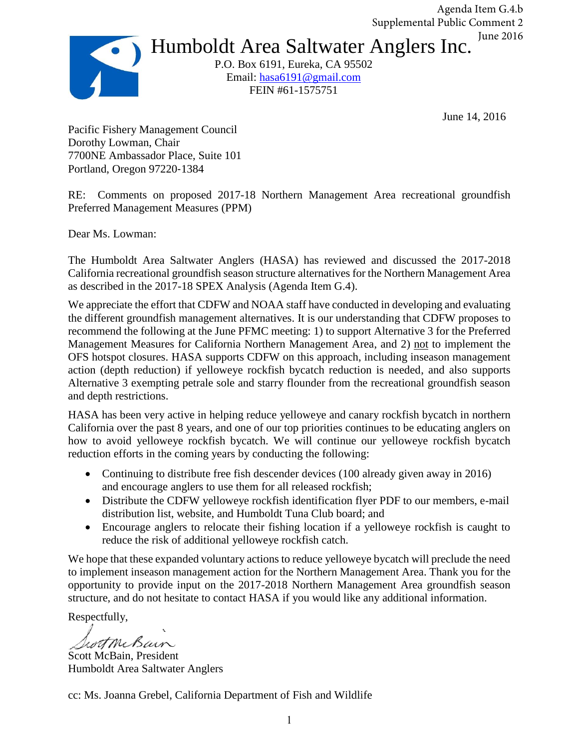Agenda Item G.4.b
Supplemental Public Comment 2
June 2016

# Humboldt Area Saltwater Anglers Inc.

P.O. Box 6191, Eureka, CA 95502
Email: hasa6191@gmail.com
FEIN #61-1575751

June 14, 2016

Pacific Fishery Management Council
Dorothy Lowman, Chair
7700NE Ambassador Place, Suite 101
Portland, Oregon 97220-1384

RE: Comments on proposed 2017-18 Northern Management Area recreational groundfish Preferred Management Measures (PPM)

Dear Ms. Lowman:

The Humboldt Area Saltwater Anglers (HASA) has reviewed and discussed the 2017-2018 California recreational groundfish season structure alternatives for the Northern Management Area as described in the 2017-18 SPEX Analysis (Agenda Item G.4).

We appreciate the effort that CDFW and NOAA staff have conducted in developing and evaluating the different groundfish management alternatives. It is our understanding that CDFW proposes to recommend the following at the June PFMC meeting: 1) to support Alternative 3 for the Preferred Management Measures for California Northern Management Area, and 2) not to implement the OFS hotspot closures. HASA supports CDFW on this approach, including inseason management action (depth reduction) if yelloweye rockfish bycatch reduction is needed, and also supports Alternative 3 exempting petrale sole and starry flounder from the recreational groundfish season and depth restrictions.

HASA has been very active in helping reduce yelloweye and canary rockfish bycatch in northern California over the past 8 years, and one of our top priorities continues to be educating anglers on how to avoid yelloweye rockfish bycatch. We will continue our yelloweye rockfish bycatch reduction efforts in the coming years by conducting the following:

- Continuing to distribute free fish descender devices (100 already given away in 2016) and encourage anglers to use them for all released rockfish;
- Distribute the CDFW yelloweye rockfish identification flyer PDF to our members, e-mail distribution list, website, and Humboldt Tuna Club board; and
- Encourage anglers to relocate their fishing location if a yelloweye rockfish is caught to reduce the risk of additional yelloweye rockfish catch.

We hope that these expanded voluntary actions to reduce yelloweye bycatch will preclude the need to implement inseason management action for the Northern Management Area. Thank you for the opportunity to provide input on the 2017-2018 Northern Management Area groundfish season structure, and do not hesitate to contact HASA if you would like any additional information.

Respectfully,

Scott McBain

Scott McBain, President
Humboldt Area Saltwater Anglers

cc: Ms. Joanna Grebel, California Department of Fish and Wildlife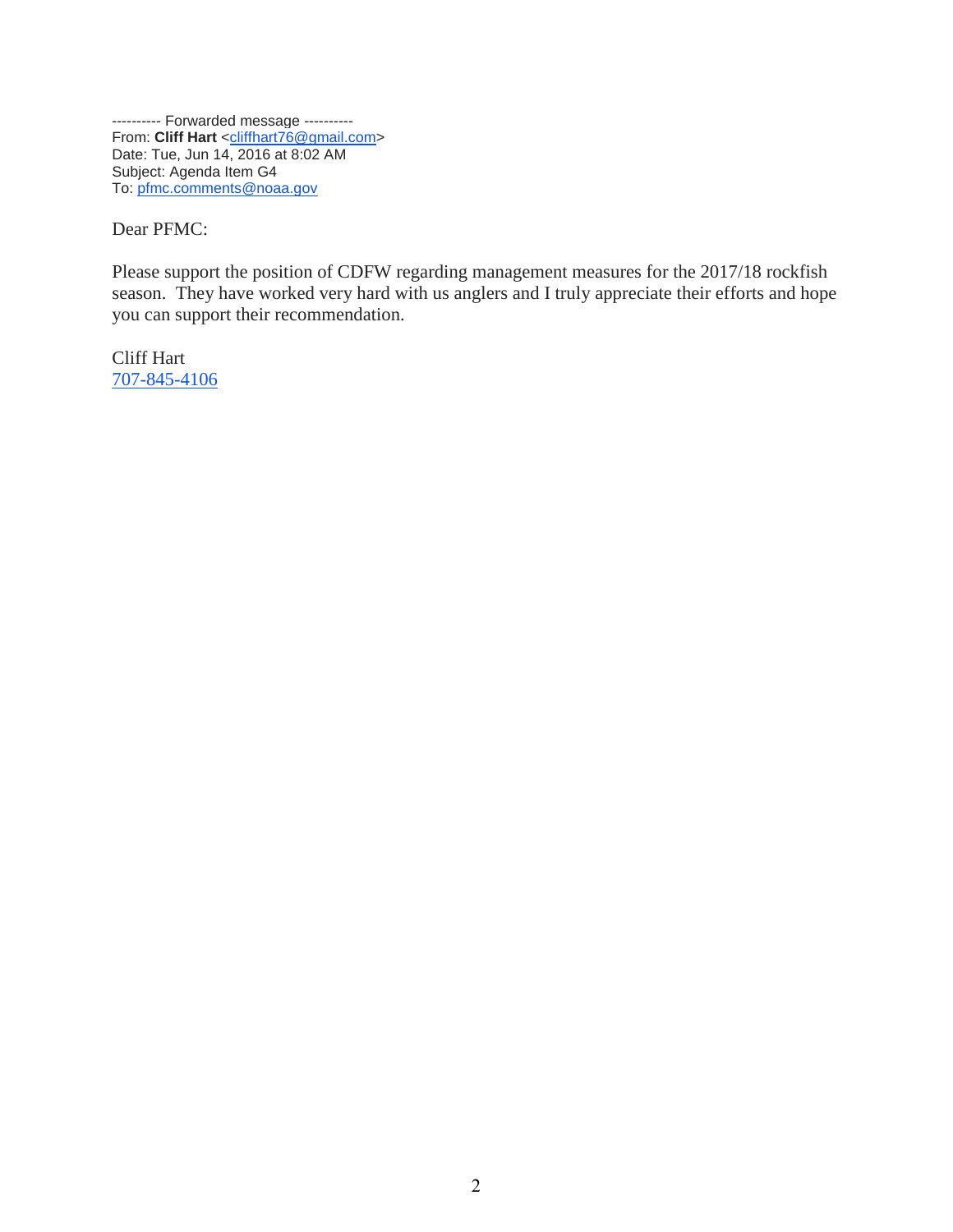---------- Forwarded message ----------
From: **Cliff Hart** <cliffhart76@gmail.com>
Date: Tue, Jun 14, 2016 at 8:02 AM
Subject: Agenda Item G4
To: pfmc.comments@noaa.gov

Dear PFMC:

Please support the position of CDFW regarding management measures for the 2017/18 rockfish season. They have worked very hard with us anglers and I truly appreciate their efforts and hope you can support their recommendation.

Cliff Hart
707-845-4106